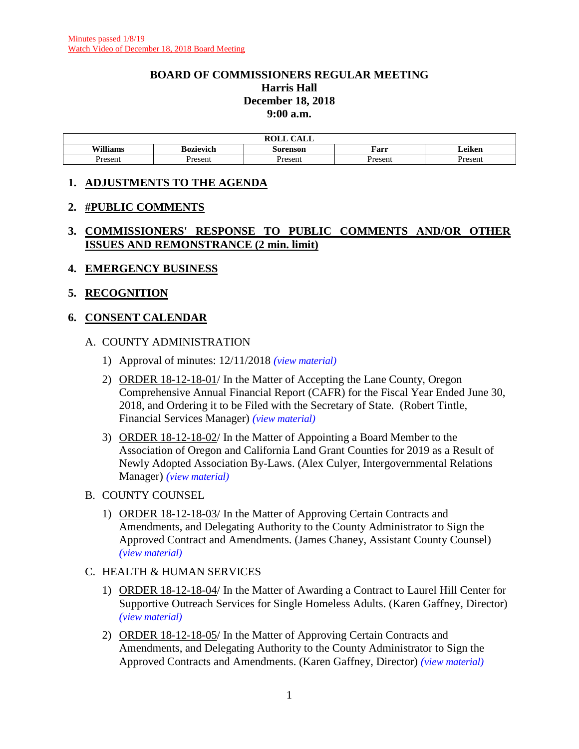Minutes passed 1/8/19

Watch Video of December 18, 2018 Board Meeting

# BOARD OF COMMISSIONERS REGULAR MEETING
## Harris Hall
## December 18, 2018
## 9:00 a.m.

| ROLL CALL | | | | |
|---|---|---|---|---|
| **Williams** | **Bozievich** | **Sorenson** | **Farr** | **Leiken** |
| Present | Present | Present | Present | Present |

## 1. ADJUSTMENTS TO THE AGENDA

## 2. #PUBLIC COMMENTS

## 3. COMMISSIONERS' RESPONSE TO PUBLIC COMMENTS AND/OR OTHER ISSUES AND REMONSTRANCE (2 min. limit)

## 4. EMERGENCY BUSINESS

## 5. RECOGNITION

## 6. CONSENT CALENDAR

A. COUNTY ADMINISTRATION

1) Approval of minutes: 12/11/2018 *(view material)*

2) ORDER 18-12-18-01/ In the Matter of Accepting the Lane County, Oregon Comprehensive Annual Financial Report (CAFR) for the Fiscal Year Ended June 30, 2018, and Ordering it to be Filed with the Secretary of State. (Robert Tintle, Financial Services Manager) *(view material)*

3) ORDER 18-12-18-02/ In the Matter of Appointing a Board Member to the Association of Oregon and California Land Grant Counties for 2019 as a Result of Newly Adopted Association By-Laws. (Alex Culyer, Intergovernmental Relations Manager) *(view material)*

B. COUNTY COUNSEL

1) ORDER 18-12-18-03/ In the Matter of Approving Certain Contracts and Amendments, and Delegating Authority to the County Administrator to Sign the Approved Contract and Amendments. (James Chaney, Assistant County Counsel) *(view material)*

C. HEALTH & HUMAN SERVICES

1) ORDER 18-12-18-04/ In the Matter of Awarding a Contract to Laurel Hill Center for Supportive Outreach Services for Single Homeless Adults. (Karen Gaffney, Director) *(view material)*

2) ORDER 18-12-18-05/ In the Matter of Approving Certain Contracts and Amendments, and Delegating Authority to the County Administrator to Sign the Approved Contracts and Amendments. (Karen Gaffney, Director) *(view material)*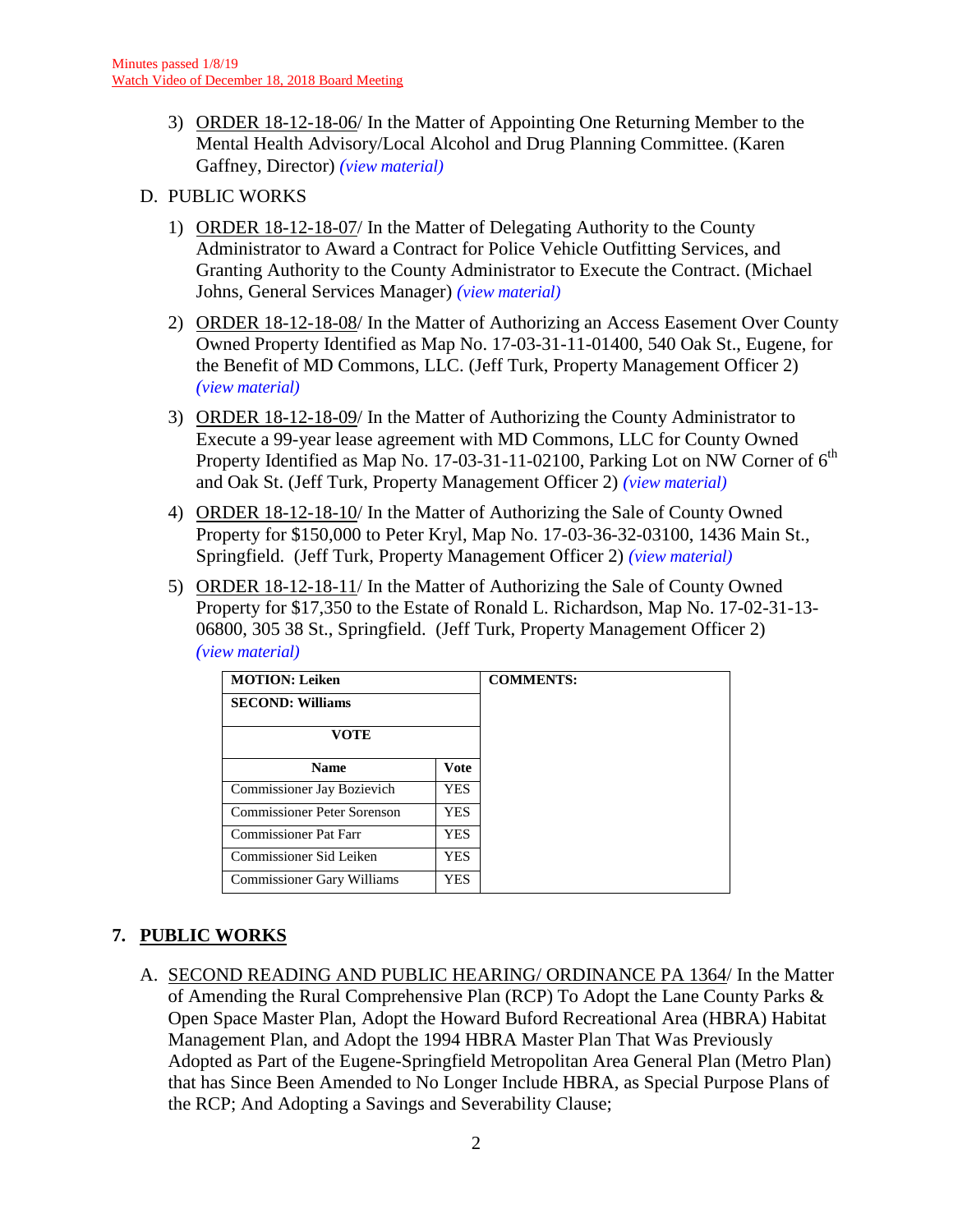Minutes passed 1/8/19
Watch Video of December 18, 2018 Board Meeting

3) ORDER 18-12-18-06/ In the Matter of Appointing One Returning Member to the Mental Health Advisory/Local Alcohol and Drug Planning Committee. (Karen Gaffney, Director) *(view material)*

D. PUBLIC WORKS

1) ORDER 18-12-18-07/ In the Matter of Delegating Authority to the County Administrator to Award a Contract for Police Vehicle Outfitting Services, and Granting Authority to the County Administrator to Execute the Contract. (Michael Johns, General Services Manager) *(view material)*

2) ORDER 18-12-18-08/ In the Matter of Authorizing an Access Easement Over County Owned Property Identified as Map No. 17-03-31-11-01400, 540 Oak St., Eugene, for the Benefit of MD Commons, LLC. (Jeff Turk, Property Management Officer 2) *(view material)*

3) ORDER 18-12-18-09/ In the Matter of Authorizing the County Administrator to Execute a 99-year lease agreement with MD Commons, LLC for County Owned Property Identified as Map No. 17-03-31-11-02100, Parking Lot on NW Corner of 6th and Oak St. (Jeff Turk, Property Management Officer 2) *(view material)*

4) ORDER 18-12-18-10/ In the Matter of Authorizing the Sale of County Owned Property for $150,000 to Peter Kryl, Map No. 17-03-36-32-03100, 1436 Main St., Springfield. (Jeff Turk, Property Management Officer 2) *(view material)*

5) ORDER 18-12-18-11/ In the Matter of Authorizing the Sale of County Owned Property for $17,350 to the Estate of Ronald L. Richardson, Map No. 17-02-31-13-06800, 305 38 St., Springfield. (Jeff Turk, Property Management Officer 2) *(view material)*

| **MOTION: Leiken** | | **COMMENTS:** |
|---|---|---|
| **SECOND: Williams** | | |
| **VOTE** | | |
| **Name** | **Vote** | |
| Commissioner Jay Bozievich | YES | |
| Commissioner Peter Sorenson | YES | |
| Commissioner Pat Farr | YES | |
| Commissioner Sid Leiken | YES | |
| Commissioner Gary Williams | YES | |

## 7. PUBLIC WORKS

A. SECOND READING AND PUBLIC HEARING/ ORDINANCE PA 1364/ In the Matter of Amending the Rural Comprehensive Plan (RCP) To Adopt the Lane County Parks & Open Space Master Plan, Adopt the Howard Buford Recreational Area (HBRA) Habitat Management Plan, and Adopt the 1994 HBRA Master Plan That Was Previously Adopted as Part of the Eugene-Springfield Metropolitan Area General Plan (Metro Plan) that has Since Been Amended to No Longer Include HBRA, as Special Purpose Plans of the RCP; And Adopting a Savings and Severability Clause;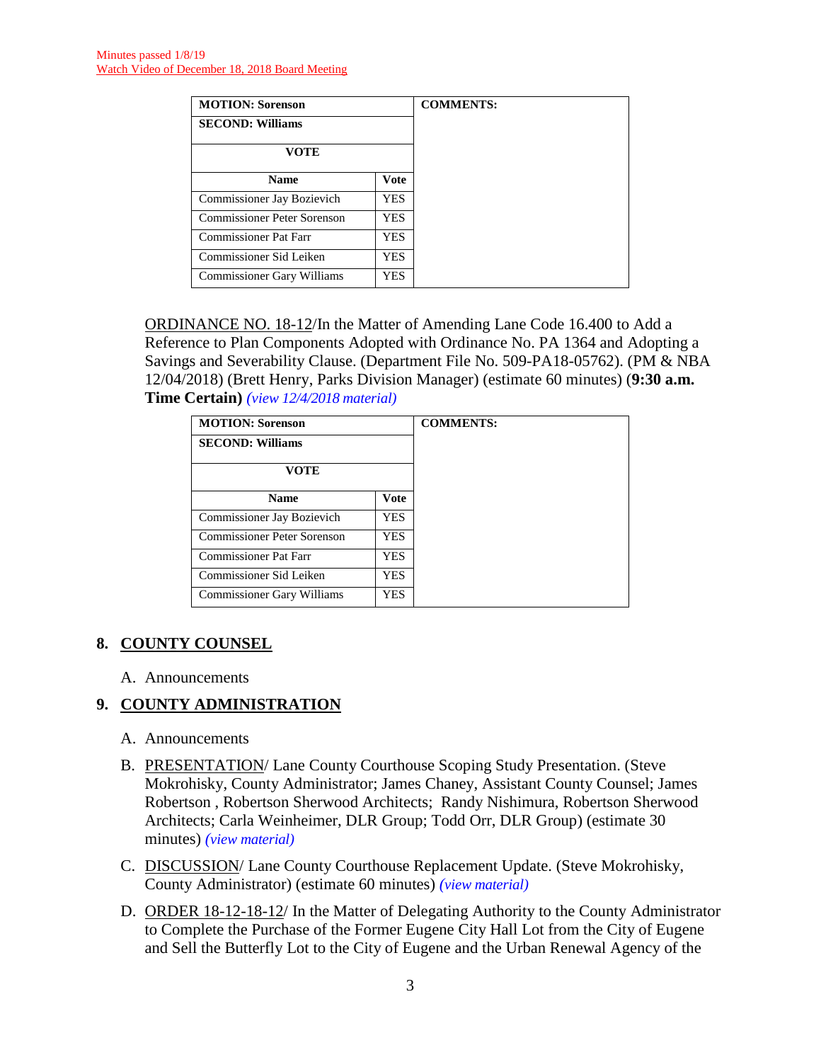Minutes passed 1/8/19
Watch Video of December 18, 2018 Board Meeting

| MOTION: Sorenson | | COMMENTS: |
|---|---|---|
| SECOND: Williams | | |
| VOTE | | |
| Name | Vote | |
| Commissioner Jay Bozievich | YES | |
| Commissioner Peter Sorenson | YES | |
| Commissioner Pat Farr | YES | |
| Commissioner Sid Leiken | YES | |
| Commissioner Gary Williams | YES | |

ORDINANCE NO. 18-12/In the Matter of Amending Lane Code 16.400 to Add a Reference to Plan Components Adopted with Ordinance No. PA 1364 and Adopting a Savings and Severability Clause. (Department File No. 509-PA18-05762). (PM & NBA 12/04/2018) (Brett Henry, Parks Division Manager) (estimate 60 minutes) (**9:30 a.m. Time Certain**) *(view 12/4/2018 material)*

| MOTION: Sorenson | | COMMENTS: |
|---|---|---|
| SECOND: Williams | | |
| VOTE | | |
| Name | Vote | |
| Commissioner Jay Bozievich | YES | |
| Commissioner Peter Sorenson | YES | |
| Commissioner Pat Farr | YES | |
| Commissioner Sid Leiken | YES | |
| Commissioner Gary Williams | YES | |

## 8. COUNTY COUNSEL

A. Announcements

## 9. COUNTY ADMINISTRATION

A. Announcements

B. PRESENTATION/ Lane County Courthouse Scoping Study Presentation. (Steve Mokrohisky, County Administrator; James Chaney, Assistant County Counsel; James Robertson , Robertson Sherwood Architects; Randy Nishimura, Robertson Sherwood Architects; Carla Weinheimer, DLR Group; Todd Orr, DLR Group) (estimate 30 minutes) *(view material)*

C. DISCUSSION/ Lane County Courthouse Replacement Update. (Steve Mokrohisky, County Administrator) (estimate 60 minutes) *(view material)*

D. ORDER 18-12-18-12/ In the Matter of Delegating Authority to the County Administrator to Complete the Purchase of the Former Eugene City Hall Lot from the City of Eugene and Sell the Butterfly Lot to the City of Eugene and the Urban Renewal Agency of the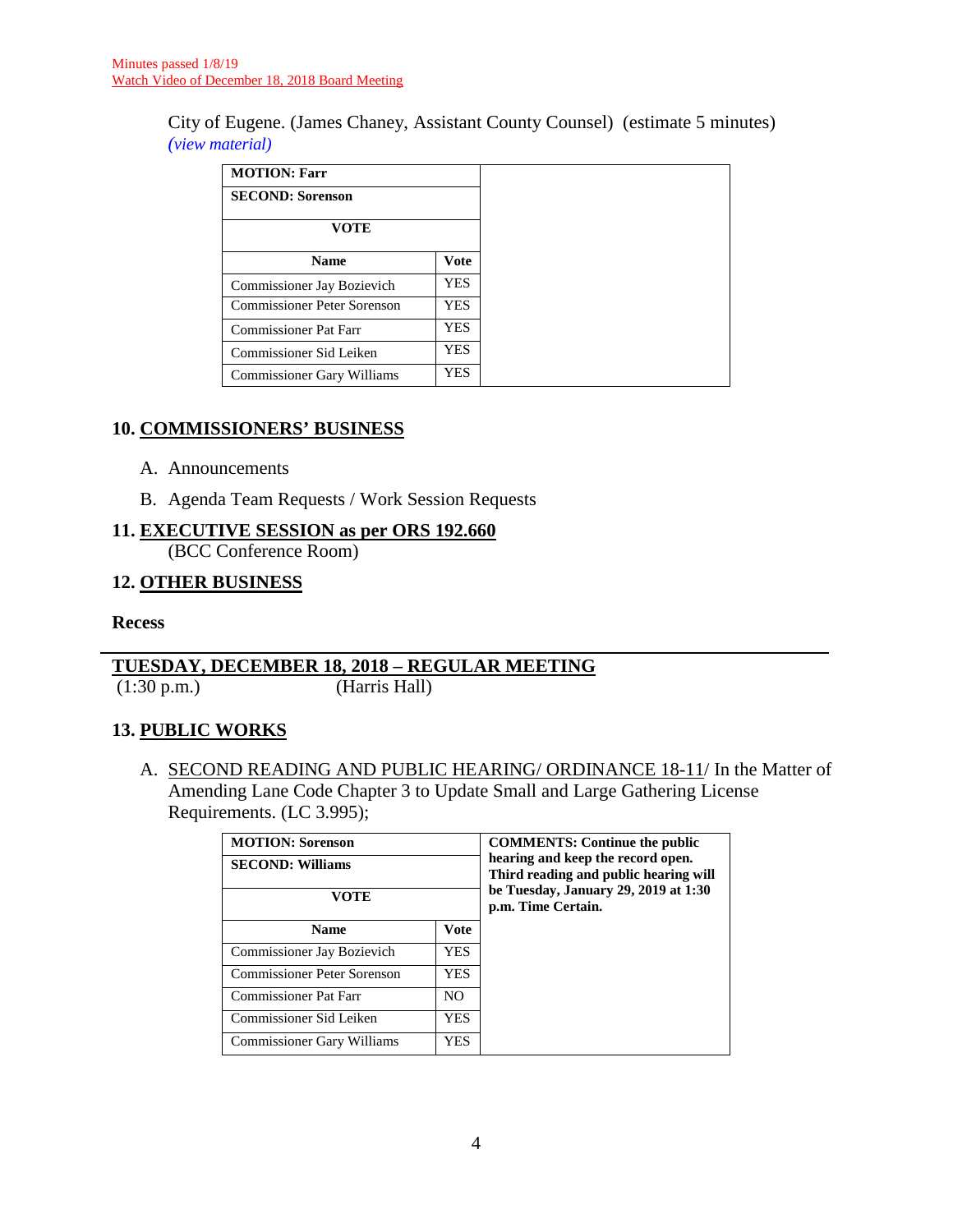Minutes passed 1/8/19
Watch Video of December 18, 2018 Board Meeting

City of Eugene. (James Chaney, Assistant County Counsel) (estimate 5 minutes) *(view material)*

| **MOTION: Farr** | | |
|---|---|---|
| **SECOND: Sorenson** | | |
| **VOTE** | | |
| **Name** | **Vote** | |
| Commissioner Jay Bozievich | YES | |
| Commissioner Peter Sorenson | YES | |
| Commissioner Pat Farr | YES | |
| Commissioner Sid Leiken | YES | |
| Commissioner Gary Williams | YES | |

## 10. COMMISSIONERS' BUSINESS

A. Announcements

B. Agenda Team Requests / Work Session Requests

## 11. EXECUTIVE SESSION as per ORS 192.660

(BCC Conference Room)

## 12. OTHER BUSINESS

**Recess**

---

## TUESDAY, DECEMBER 18, 2018 – REGULAR MEETING

(1:30 p.m.) (Harris Hall)

## 13. PUBLIC WORKS

A. SECOND READING AND PUBLIC HEARING/ ORDINANCE 18-11/ In the Matter of Amending Lane Code Chapter 3 to Update Small and Large Gathering License Requirements. (LC 3.995);

| **MOTION: Sorenson** | | **COMMENTS: Continue the public hearing and keep the record open. Third reading and public hearing will be Tuesday, January 29, 2019 at 1:30 p.m. Time Certain.** |
|---|---|---|
| **SECOND: Williams** | | |
| **VOTE** | | |
| **Name** | **Vote** | |
| Commissioner Jay Bozievich | YES | |
| Commissioner Peter Sorenson | YES | |
| Commissioner Pat Farr | NO | |
| Commissioner Sid Leiken | YES | |
| Commissioner Gary Williams | YES | |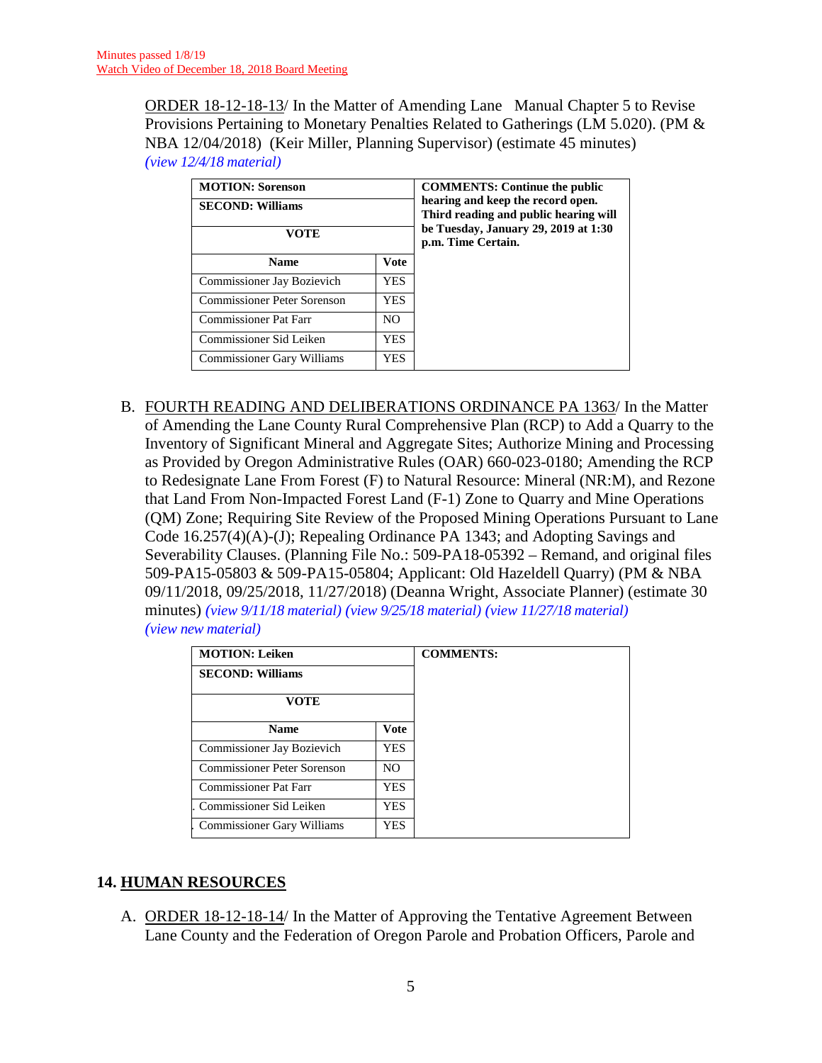Minutes passed 1/8/19
Watch Video of December 18, 2018 Board Meeting

ORDER 18-12-18-13/ In the Matter of Amending Lane Manual Chapter 5 to Revise Provisions Pertaining to Monetary Penalties Related to Gatherings (LM 5.020). (PM & NBA 12/04/2018) (Keir Miller, Planning Supervisor) (estimate 45 minutes) *(view 12/4/18 material)*

| **MOTION: Sorenson** | | **COMMENTS: Continue the public hearing and keep the record open. Third reading and public hearing will be Tuesday, January 29, 2019 at 1:30 p.m. Time Certain.** |
|---|---|---|
| **SECOND: Williams** | | |
| **VOTE** | | |
| **Name** | **Vote** | |
| Commissioner Jay Bozievich | YES | |
| Commissioner Peter Sorenson | YES | |
| Commissioner Pat Farr | NO | |
| Commissioner Sid Leiken | YES | |
| Commissioner Gary Williams | YES | |

B. FOURTH READING AND DELIBERATIONS ORDINANCE PA 1363/ In the Matter of Amending the Lane County Rural Comprehensive Plan (RCP) to Add a Quarry to the Inventory of Significant Mineral and Aggregate Sites; Authorize Mining and Processing as Provided by Oregon Administrative Rules (OAR) 660-023-0180; Amending the RCP to Redesignate Lane From Forest (F) to Natural Resource: Mineral (NR:M), and Rezone that Land From Non-Impacted Forest Land (F-1) Zone to Quarry and Mine Operations (QM) Zone; Requiring Site Review of the Proposed Mining Operations Pursuant to Lane Code 16.257(4)(A)-(J); Repealing Ordinance PA 1343; and Adopting Savings and Severability Clauses. (Planning File No.: 509-PA18-05392 – Remand, and original files 509-PA15-05803 & 509-PA15-05804; Applicant: Old Hazeldell Quarry) (PM & NBA 09/11/2018, 09/25/2018, 11/27/2018) (Deanna Wright, Associate Planner) (estimate 30 minutes) *(view 9/11/18 material) (view 9/25/18 material) (view 11/27/18 material) (view new material)*

| **MOTION: Leiken** | | **COMMENTS:** |
|---|---|---|
| **SECOND: Williams** | | |
| **VOTE** | | |
| **Name** | **Vote** | |
| Commissioner Jay Bozievich | YES | |
| Commissioner Peter Sorenson | NO | |
| Commissioner Pat Farr | YES | |
| Commissioner Sid Leiken | YES | |
| Commissioner Gary Williams | YES | |

## 14. HUMAN RESOURCES

A. ORDER 18-12-18-14/ In the Matter of Approving the Tentative Agreement Between Lane County and the Federation of Oregon Parole and Probation Officers, Parole and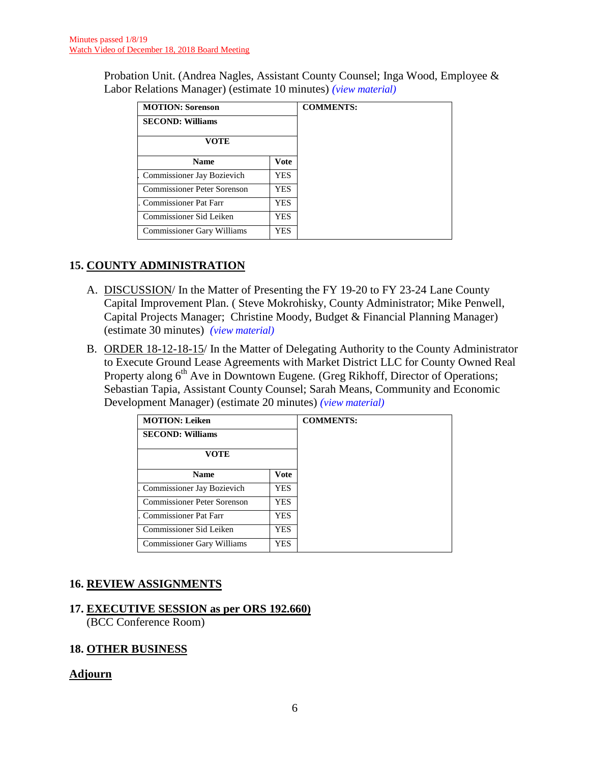Minutes passed 1/8/19
Watch Video of December 18, 2018 Board Meeting

Probation Unit. (Andrea Nagles, Assistant County Counsel; Inga Wood, Employee & Labor Relations Manager) (estimate 10 minutes) *(view material)*

| **MOTION: Sorenson** | | **COMMENTS:** |
|---|---|---|
| **SECOND: Williams** | | |
| **VOTE** | | |
| **Name** | **Vote** | |
| Commissioner Jay Bozievich | YES | |
| Commissioner Peter Sorenson | YES | |
| Commissioner Pat Farr | YES | |
| Commissioner Sid Leiken | YES | |
| Commissioner Gary Williams | YES | |

## 15. COUNTY ADMINISTRATION

A. DISCUSSION/ In the Matter of Presenting the FY 19-20 to FY 23-24 Lane County Capital Improvement Plan. ( Steve Mokrohisky, County Administrator; Mike Penwell, Capital Projects Manager; Christine Moody, Budget & Financial Planning Manager) (estimate 30 minutes) *(view material)*

B. ORDER 18-12-18-15/ In the Matter of Delegating Authority to the County Administrator to Execute Ground Lease Agreements with Market District LLC for County Owned Real Property along 6th Ave in Downtown Eugene. (Greg Rikhoff, Director of Operations; Sebastian Tapia, Assistant County Counsel; Sarah Means, Community and Economic Development Manager) (estimate 20 minutes) *(view material)*

| **MOTION: Leiken** | | **COMMENTS:** |
|---|---|---|
| **SECOND: Williams** | | |
| **VOTE** | | |
| **Name** | **Vote** | |
| Commissioner Jay Bozievich | YES | |
| Commissioner Peter Sorenson | YES | |
| Commissioner Pat Farr | YES | |
| Commissioner Sid Leiken | YES | |
| Commissioner Gary Williams | YES | |

## 16. REVIEW ASSIGNMENTS

## 17. EXECUTIVE SESSION as per ORS 192.660)

(BCC Conference Room)

## 18. OTHER BUSINESS

## Adjourn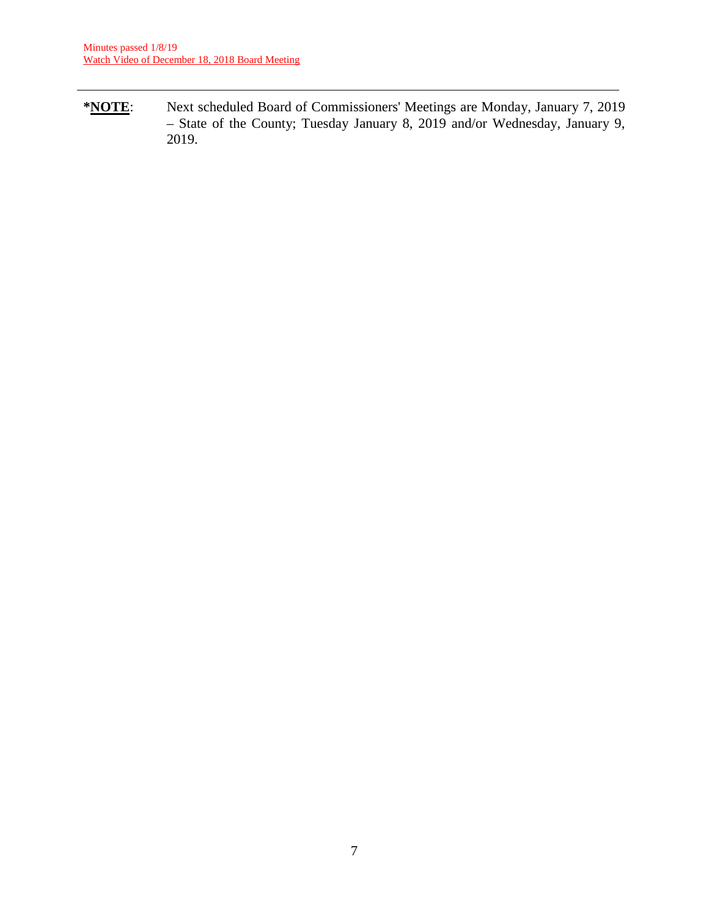Minutes passed 1/8/19
Watch Video of December 18, 2018 Board Meeting

---

***NOTE**: Next scheduled Board of Commissioners' Meetings are Monday, January 7, 2019 – State of the County; Tuesday January 8, 2019 and/or Wednesday, January 9, 2019.